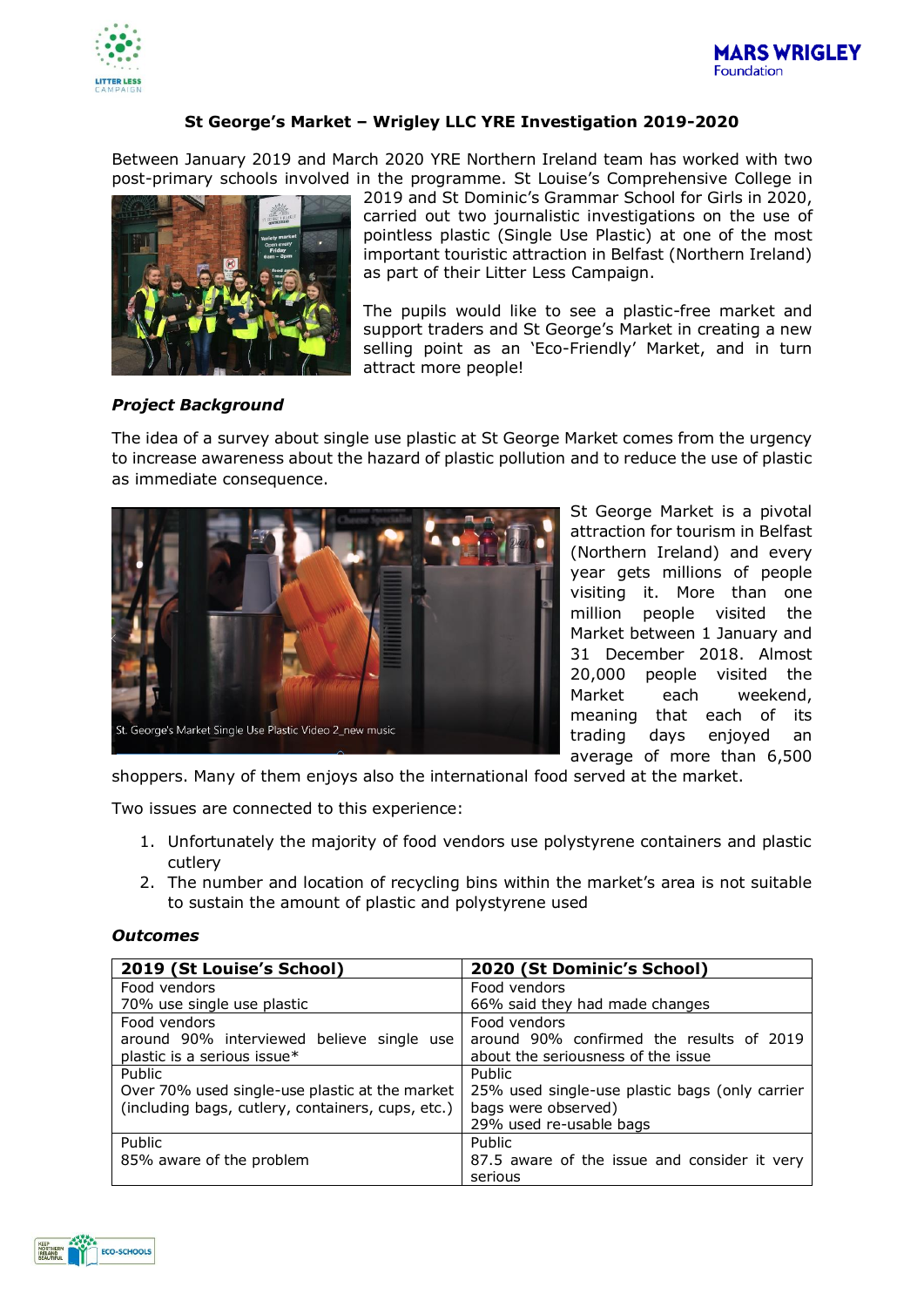### St George's Market – Wrigley LLC YRE Investigation 2019-2020

Between January 2019 and March 2020 YRE Northern Ireland team has worked with two post-primary schools involved in the programme. St Louise's Comprehensive College in 2019 and St Dominic's Grammar School for Girls in 2020, carried out two journalistic investigations on the use of pointless plastic (Single Use Plastic) at one of the most important touristic attraction in Belfast (Northern Ireland) as part of their Litter Less Campaign.

The pupils would like to see a plastic-free market and support traders and St George's Market in creating a new selling point as an 'Eco-Friendly' Market, and in turn attract more people!

***Project Background***

The idea of a survey about single use plastic at St George Market comes from the urgency to increase awareness about the hazard of plastic pollution and to reduce the use of plastic as immediate consequence.

St. George's Market Single Use Plastic Video 2_new music

St George Market is a pivotal attraction for tourism in Belfast (Northern Ireland) and every year gets millions of people visiting it. More than one million people visited the Market between 1 January and 31 December 2018. Almost 20,000 people visited the Market each weekend, meaning that each of its trading days enjoyed an average of more than 6,500 shoppers. Many of them enjoys also the international food served at the market.

Two issues are connected to this experience:

1. Unfortunately the majority of food vendors use polystyrene containers and plastic cutlery
2. The number and location of recycling bins within the market's area is not suitable to sustain the amount of plastic and polystyrene used

***Outcomes***

| **2019 (St Louise's School)** | **2020 (St Dominic's School)** |
|---|---|
| Food vendors<br>70% use single use plastic | Food vendors<br>66% said they had made changes |
| Food vendors<br>around 90% interviewed believe single use plastic is a serious issue* | Food vendors<br>around 90% confirmed the results of 2019 about the seriousness of the issue |
| Public<br>Over 70% used single-use plastic at the market (including bags, cutlery, containers, cups, etc.) | Public<br>25% used single-use plastic bags (only carrier bags were observed)<br>29% used re-usable bags |
| Public<br>85% aware of the problem | Public<br>87.5 aware of the issue and consider it very serious |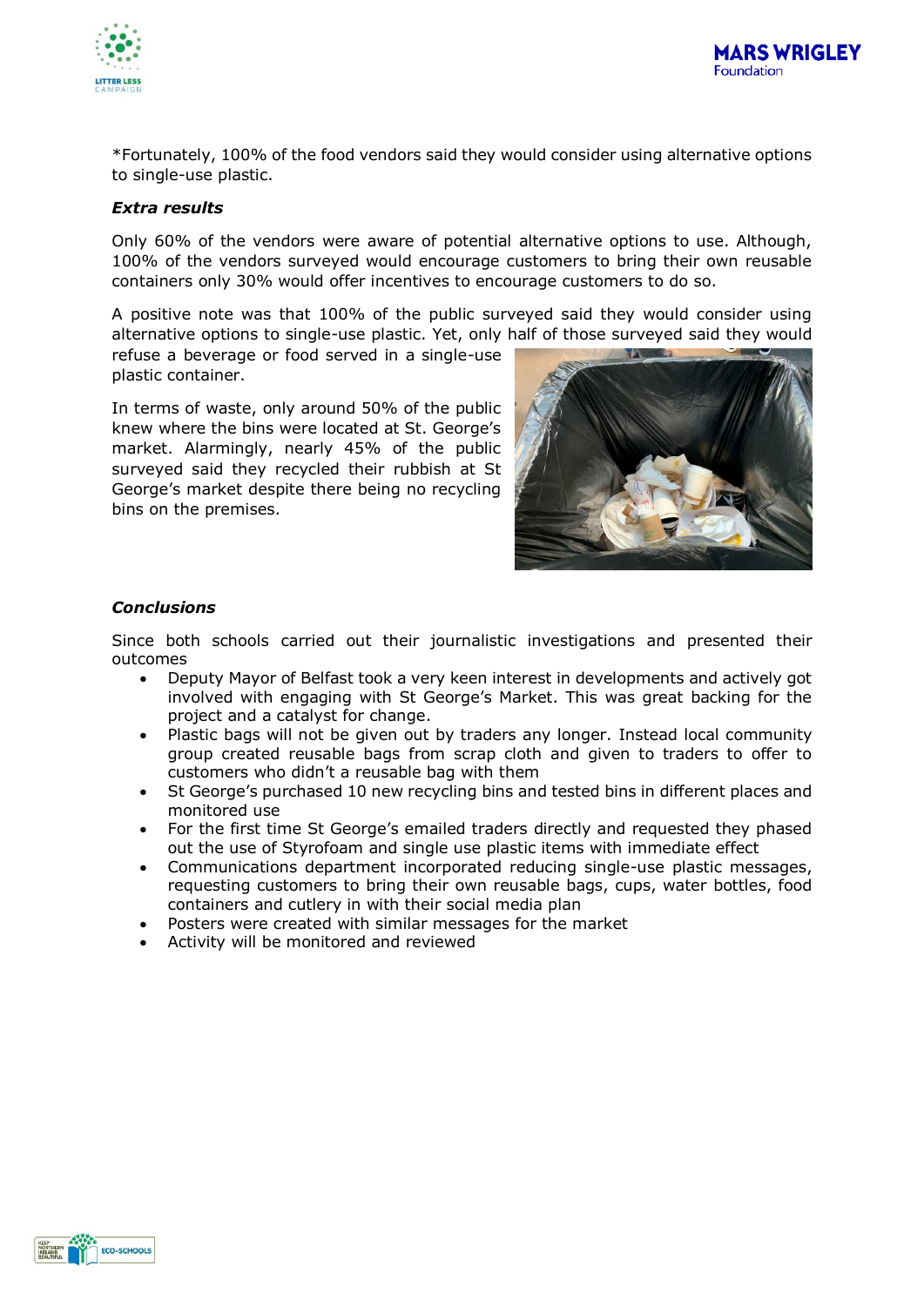*Fortunately, 100% of the food vendors said they would consider using alternative options to single-use plastic.

***Extra results***

Only 60% of the vendors were aware of potential alternative options to use. Although, 100% of the vendors surveyed would encourage customers to bring their own reusable containers only 30% would offer incentives to encourage customers to do so.

A positive note was that 100% of the public surveyed said they would consider using alternative options to single-use plastic. Yet, only half of those surveyed said they would refuse a beverage or food served in a single-use plastic container.

In terms of waste, only around 50% of the public knew where the bins were located at St. George's market. Alarmingly, nearly 45% of the public surveyed said they recycled their rubbish at St George's market despite there being no recycling bins on the premises.

***Conclusions***

Since both schools carried out their journalistic investigations and presented their outcomes

- Deputy Mayor of Belfast took a very keen interest in developments and actively got involved with engaging with St George's Market. This was great backing for the project and a catalyst for change.
- Plastic bags will not be given out by traders any longer. Instead local community group created reusable bags from scrap cloth and given to traders to offer to customers who didn't a reusable bag with them
- St George's purchased 10 new recycling bins and tested bins in different places and monitored use
- For the first time St George's emailed traders directly and requested they phased out the use of Styrofoam and single use plastic items with immediate effect
- Communications department incorporated reducing single-use plastic messages, requesting customers to bring their own reusable bags, cups, water bottles, food containers and cutlery in with their social media plan
- Posters were created with similar messages for the market
- Activity will be monitored and reviewed